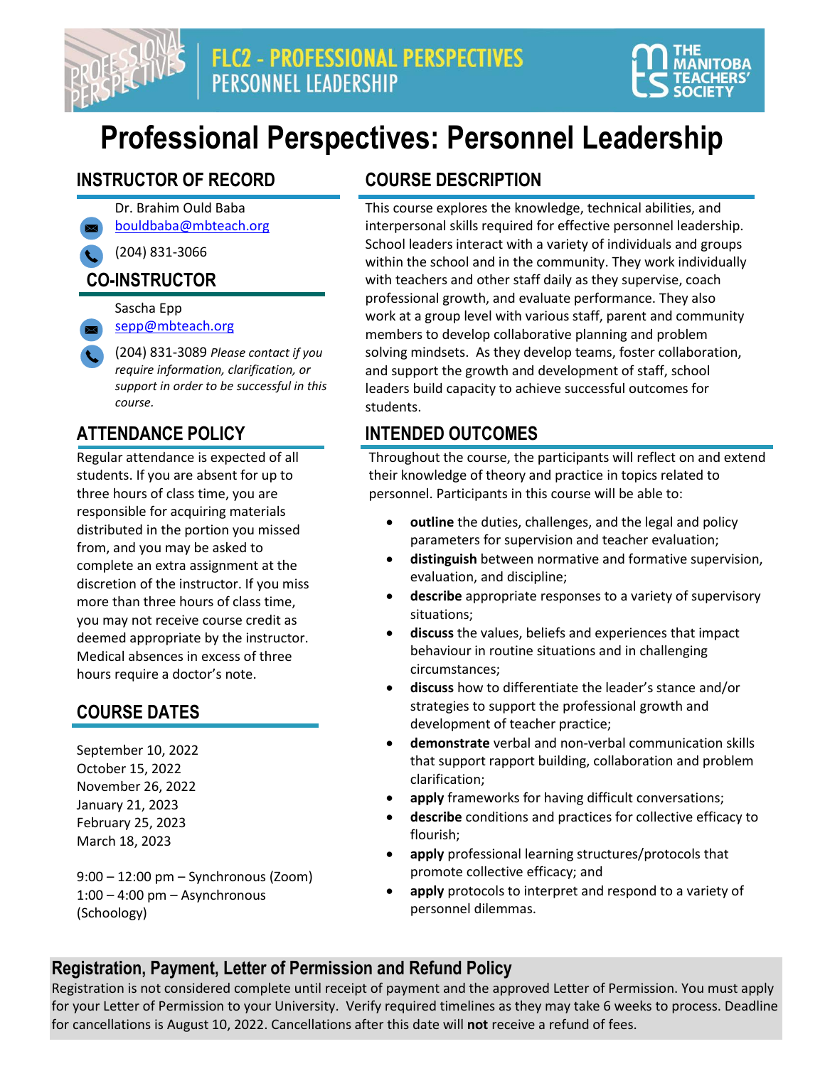FLC2 - PROFESSIONAL PERSPECTIVES
PERSONNEL LEADERSHIP

THE MANITOBA TEACHERS' SOCIETY

# Professional Perspectives: Personnel Leadership

## INSTRUCTOR OF RECORD

Dr. Brahim Ould Baba
bouldbaba@mbteach.org
(204) 831-3066

## CO-INSTRUCTOR

Sascha Epp
sepp@mbteach.org
(204) 831-3089 *Please contact if you require information, clarification, or support in order to be successful in this course.*

## ATTENDANCE POLICY

Regular attendance is expected of all students. If you are absent for up to three hours of class time, you are responsible for acquiring materials distributed in the portion you missed from, and you may be asked to complete an extra assignment at the discretion of the instructor. If you miss more than three hours of class time, you may not receive course credit as deemed appropriate by the instructor. Medical absences in excess of three hours require a doctor's note.

## COURSE DATES

September 10, 2022
October 15, 2022
November 26, 2022
January 21, 2023
February 25, 2023
March 18, 2023

9:00 – 12:00 pm – Synchronous (Zoom)
1:00 – 4:00 pm – Asynchronous (Schoology)

## COURSE DESCRIPTION

This course explores the knowledge, technical abilities, and interpersonal skills required for effective personnel leadership. School leaders interact with a variety of individuals and groups within the school and in the community. They work individually with teachers and other staff daily as they supervise, coach professional growth, and evaluate performance. They also work at a group level with various staff, parent and community members to develop collaborative planning and problem solving mindsets. As they develop teams, foster collaboration, and support the growth and development of staff, school leaders build capacity to achieve successful outcomes for students.

## INTENDED OUTCOMES

Throughout the course, the participants will reflect on and extend their knowledge of theory and practice in topics related to personnel. Participants in this course will be able to:

- **outline** the duties, challenges, and the legal and policy parameters for supervision and teacher evaluation;
- **distinguish** between normative and formative supervision, evaluation, and discipline;
- **describe** appropriate responses to a variety of supervisory situations;
- **discuss** the values, beliefs and experiences that impact behaviour in routine situations and in challenging circumstances;
- **discuss** how to differentiate the leader's stance and/or strategies to support the professional growth and development of teacher practice;
- **demonstrate** verbal and non-verbal communication skills that support rapport building, collaboration and problem clarification;
- **apply** frameworks for having difficult conversations;
- **describe** conditions and practices for collective efficacy to flourish;
- **apply** professional learning structures/protocols that promote collective efficacy; and
- **apply** protocols to interpret and respond to a variety of personnel dilemmas.

## Registration, Payment, Letter of Permission and Refund Policy

Registration is not considered complete until receipt of payment and the approved Letter of Permission. You must apply for your Letter of Permission to your University. Verify required timelines as they may take 6 weeks to process. Deadline for cancellations is August 10, 2022. Cancellations after this date will **not** receive a refund of fees.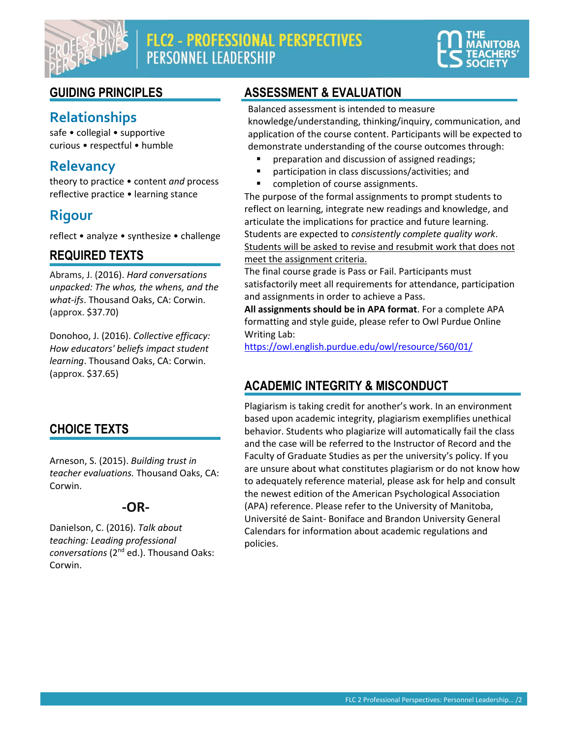# FLC2 - PROFESSIONAL PERSPECTIVES
## PERSONNEL LEADERSHIP

## GUIDING PRINCIPLES

### Relationships

safe • collegial • supportive
curious • respectful • humble

### Relevancy

theory to practice • content *and* process
reflective practice • learning stance

### Rigour

reflect • analyze • synthesize • challenge

## REQUIRED TEXTS

Abrams, J. (2016). *Hard conversations unpacked: The whos, the whens, and the what-ifs*. Thousand Oaks, CA: Corwin. (approx. $37.70)

Donohoo, J. (2016). *Collective efficacy: How educators' beliefs impact student learning*. Thousand Oaks, CA: Corwin. (approx. $37.65)

## CHOICE TEXTS

Arneson, S. (2015). *Building trust in teacher evaluations.* Thousand Oaks, CA: Corwin.

**-OR-**

Danielson, C. (2016). *Talk about teaching: Leading professional conversations* (2nd ed.). Thousand Oaks: Corwin.

## ASSESSMENT & EVALUATION

Balanced assessment is intended to measure knowledge/understanding, thinking/inquiry, communication, and application of the course content. Participants will be expected to demonstrate understanding of the course outcomes through:

- preparation and discussion of assigned readings;
- participation in class discussions/activities; and
- completion of course assignments.

The purpose of the formal assignments to prompt students to reflect on learning, integrate new readings and knowledge, and articulate the implications for practice and future learning. Students are expected to *consistently complete quality work*. Students will be asked to revise and resubmit work that does not meet the assignment criteria.

The final course grade is Pass or Fail. Participants must satisfactorily meet all requirements for attendance, participation and assignments in order to achieve a Pass.

**All assignments should be in APA format**. For a complete APA formatting and style guide, please refer to Owl Purdue Online Writing Lab:
https://owl.english.purdue.edu/owl/resource/560/01/

## ACADEMIC INTEGRITY & MISCONDUCT

Plagiarism is taking credit for another's work. In an environment based upon academic integrity, plagiarism exemplifies unethical behavior. Students who plagiarize will automatically fail the class and the case will be referred to the Instructor of Record and the Faculty of Graduate Studies as per the university's policy. If you are unsure about what constitutes plagiarism or do not know how to adequately reference material, please ask for help and consult the newest edition of the American Psychological Association (APA) reference. Please refer to the University of Manitoba, Université de Saint- Boniface and Brandon University General Calendars for information about academic regulations and policies.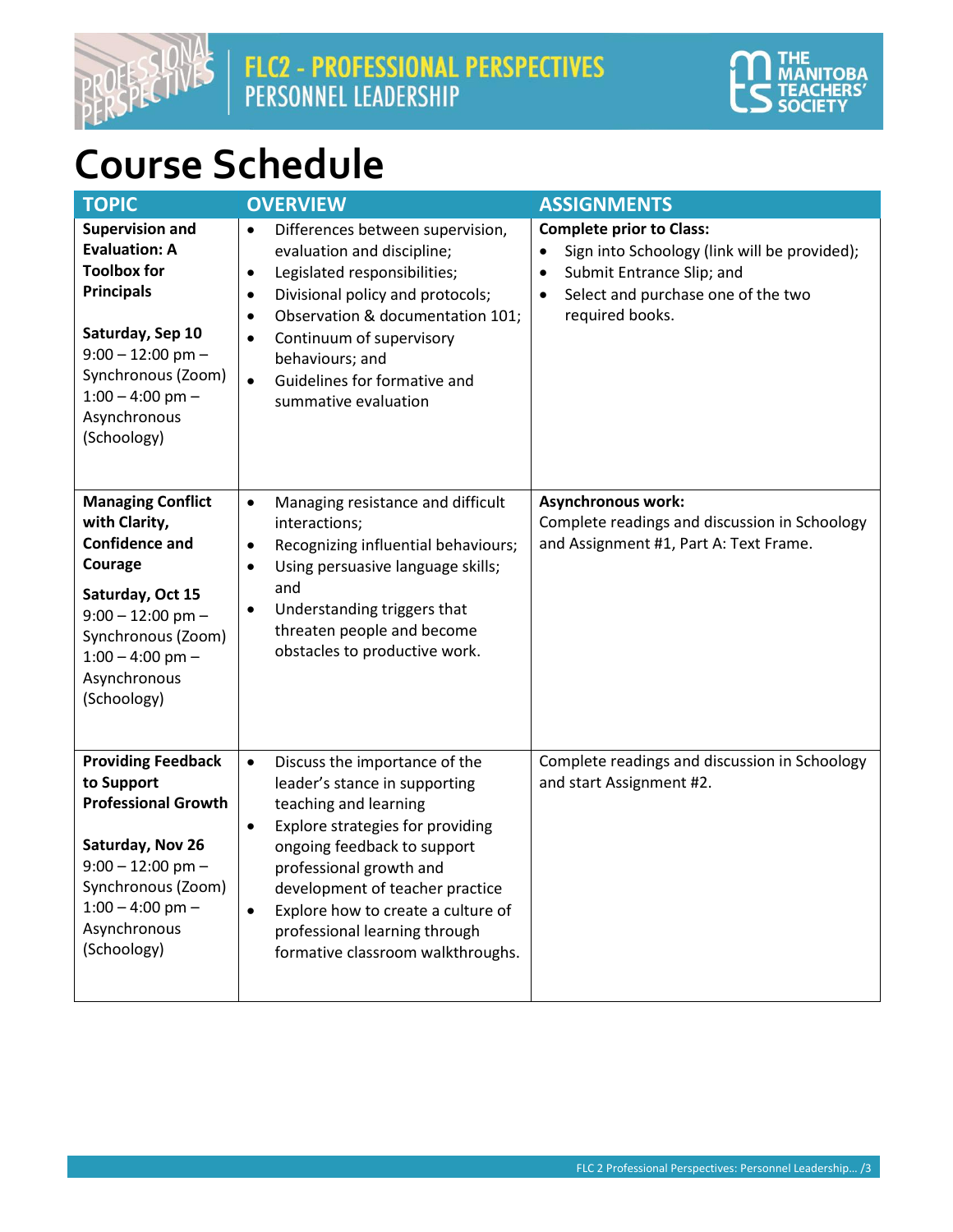# Course Schedule

| TOPIC | OVERVIEW | ASSIGNMENTS |
|---|---|---|
| **Supervision and Evaluation: A Toolbox for Principals**<br><br>**Saturday, Sep 10**<br>9:00 – 12:00 pm – Synchronous (Zoom)<br>1:00 – 4:00 pm – Asynchronous (Schoology) | • Differences between supervision, evaluation and discipline;<br>• Legislated responsibilities;<br>• Divisional policy and protocols;<br>• Observation & documentation 101;<br>• Continuum of supervisory behaviours; and<br>• Guidelines for formative and summative evaluation | **Complete prior to Class:**<br>• Sign into Schoology (link will be provided);<br>• Submit Entrance Slip; and<br>• Select and purchase one of the two required books. |
| **Managing Conflict with Clarity, Confidence and Courage**<br><br>**Saturday, Oct 15**<br>9:00 – 12:00 pm – Synchronous (Zoom)<br>1:00 – 4:00 pm – Asynchronous (Schoology) | • Managing resistance and difficult interactions;<br>• Recognizing influential behaviours;<br>• Using persuasive language skills; and<br>• Understanding triggers that threaten people and become obstacles to productive work. | **Asynchronous work:**<br>Complete readings and discussion in Schoology and Assignment #1, Part A: Text Frame. |
| **Providing Feedback to Support Professional Growth**<br><br>**Saturday, Nov 26**<br>9:00 – 12:00 pm – Synchronous (Zoom)<br>1:00 – 4:00 pm – Asynchronous (Schoology) | • Discuss the importance of the leader's stance in supporting teaching and learning<br>• Explore strategies for providing ongoing feedback to support professional growth and development of teacher practice<br>• Explore how to create a culture of professional learning through formative classroom walkthroughs. | Complete readings and discussion in Schoology and start Assignment #2. |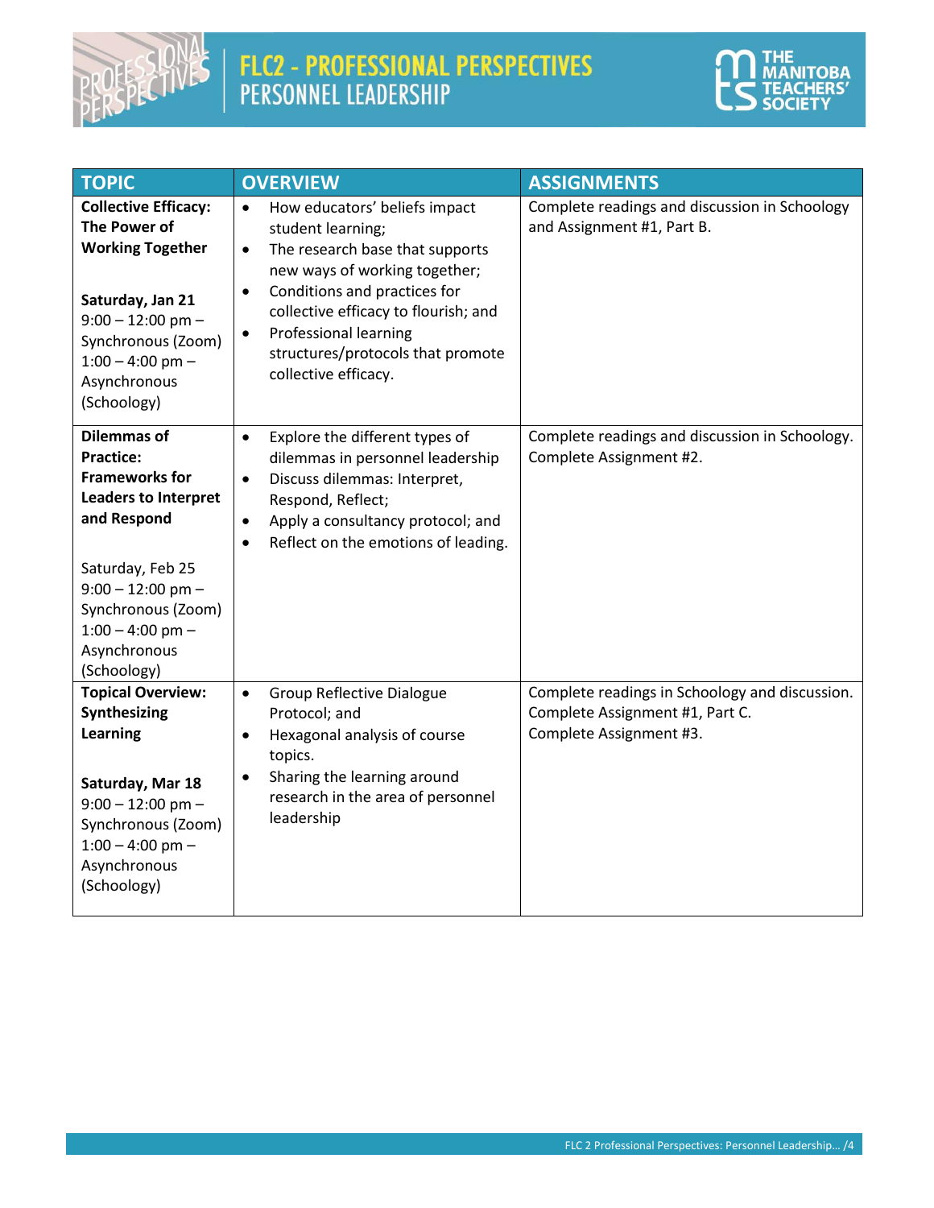| TOPIC | OVERVIEW | ASSIGNMENTS |
|---|---|---|
| **Collective Efficacy: The Power of Working Together**<br><br>**Saturday, Jan 21**<br>9:00 – 12:00 pm – Synchronous (Zoom)<br>1:00 – 4:00 pm – Asynchronous (Schoology) | • How educators' beliefs impact student learning;<br>• The research base that supports new ways of working together;<br>• Conditions and practices for collective efficacy to flourish; and<br>• Professional learning structures/protocols that promote collective efficacy. | Complete readings and discussion in Schoology and Assignment #1, Part B. |
| **Dilemmas of Practice: Frameworks for Leaders to Interpret and Respond**<br><br>Saturday, Feb 25<br>9:00 – 12:00 pm – Synchronous (Zoom)<br>1:00 – 4:00 pm – Asynchronous (Schoology) | • Explore the different types of dilemmas in personnel leadership<br>• Discuss dilemmas: Interpret, Respond, Reflect;<br>• Apply a consultancy protocol; and<br>• Reflect on the emotions of leading. | Complete readings and discussion in Schoology.<br>Complete Assignment #2. |
| **Topical Overview: Synthesizing Learning**<br><br>**Saturday, Mar 18**<br>9:00 – 12:00 pm – Synchronous (Zoom)<br>1:00 – 4:00 pm – Asynchronous (Schoology) | • Group Reflective Dialogue Protocol; and<br>• Hexagonal analysis of course topics.<br>• Sharing the learning around research in the area of personnel leadership | Complete readings in Schoology and discussion.<br>Complete Assignment #1, Part C.<br>Complete Assignment #3. |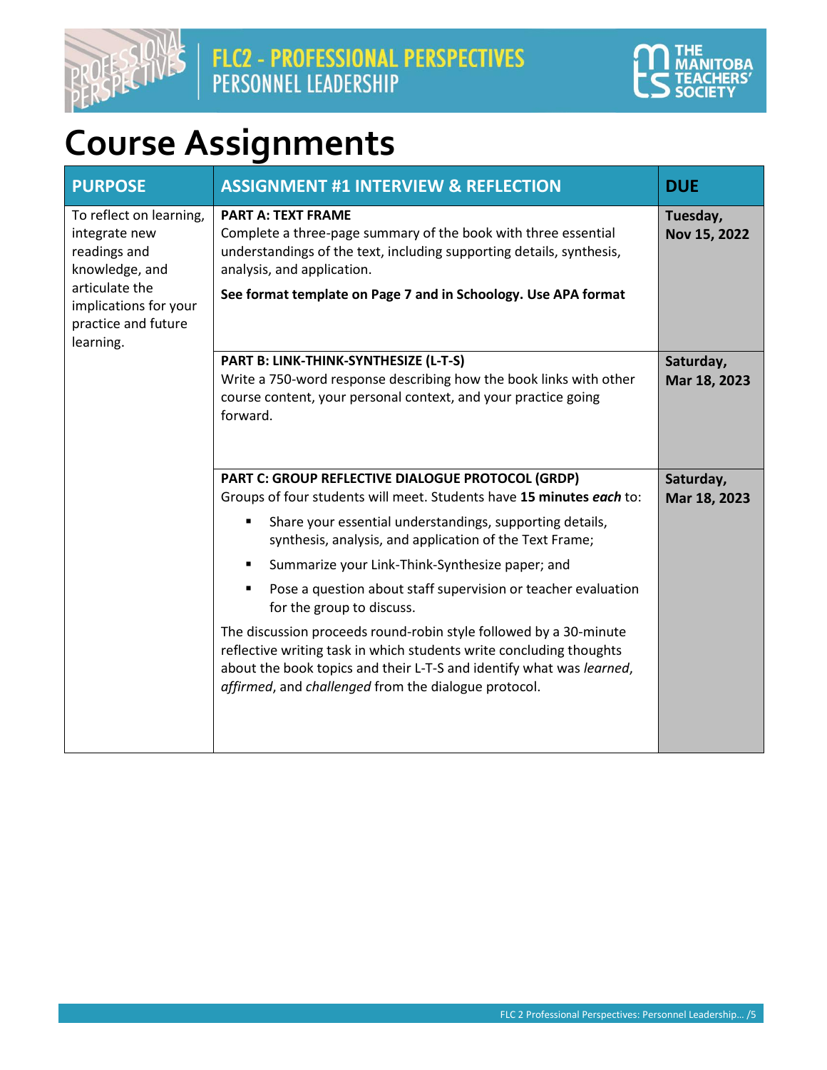# Course Assignments

| PURPOSE | ASSIGNMENT #1 INTERVIEW & REFLECTION | DUE |
|---|---|---|
| To reflect on learning, integrate new readings and knowledge, and articulate the implications for your practice and future learning. | **PART A: TEXT FRAME**<br>Complete a three-page summary of the book with three essential understandings of the text, including supporting details, synthesis, analysis, and application.<br>**See format template on Page 7 and in Schoology. Use APA format** | **Tuesday, Nov 15, 2022** |
| | **PART B: LINK-THINK-SYNTHESIZE (L-T-S)**<br>Write a 750-word response describing how the book links with other course content, your personal context, and your practice going forward. | **Saturday, Mar 18, 2023** |
| | **PART C: GROUP REFLECTIVE DIALOGUE PROTOCOL (GRDP)**<br>Groups of four students will meet. Students have **15 minutes *each*** to:<br>▪ Share your essential understandings, supporting details, synthesis, analysis, and application of the Text Frame;<br>▪ Summarize your Link-Think-Synthesize paper; and<br>▪ Pose a question about staff supervision or teacher evaluation for the group to discuss.<br>The discussion proceeds round-robin style followed by a 30-minute reflective writing task in which students write concluding thoughts about the book topics and their L-T-S and identify what was *learned*, *affirmed*, and *challenged* from the dialogue protocol. | **Saturday, Mar 18, 2023** |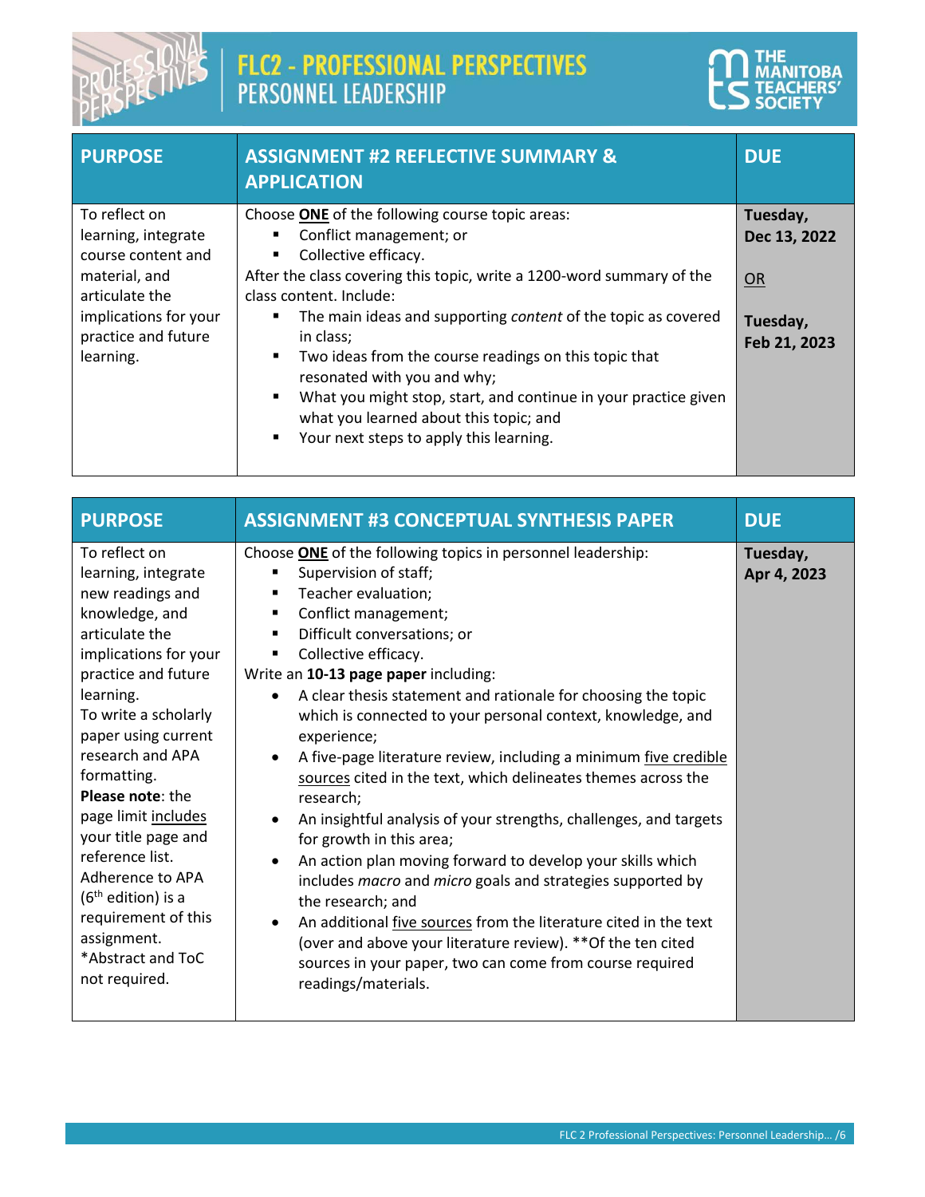# FLC2 - PROFESSIONAL PERSPECTIVES
## PERSONNEL LEADERSHIP

THE MANITOBA TEACHERS' SOCIETY

| PURPOSE | ASSIGNMENT #2 REFLECTIVE SUMMARY & APPLICATION | DUE |
|---|---|---|
| To reflect on learning, integrate course content and material, and articulate the implications for your practice and future learning. | Choose **ONE** of the following course topic areas:<br>▪ Conflict management; or<br>▪ Collective efficacy.<br>After the class covering this topic, write a 1200-word summary of the class content. Include:<br>▪ The main ideas and supporting *content* of the topic as covered in class;<br>▪ Two ideas from the course readings on this topic that resonated with you and why;<br>▪ What you might stop, start, and continue in your practice given what you learned about this topic; and<br>▪ Your next steps to apply this learning. | **Tuesday, Dec 13, 2022**<br><br>OR<br><br>**Tuesday, Feb 21, 2023** |

| PURPOSE | ASSIGNMENT #3 CONCEPTUAL SYNTHESIS PAPER | DUE |
|---|---|---|
| To reflect on learning, integrate new readings and knowledge, and articulate the implications for your practice and future learning.<br>To write a scholarly paper using current research and APA formatting.<br>**Please note**: the page limit includes your title page and reference list. Adherence to APA (6th edition) is a requirement of this assignment.<br>*Abstract and ToC not required. | Choose **ONE** of the following topics in personnel leadership:<br>▪ Supervision of staff;<br>▪ Teacher evaluation;<br>▪ Conflict management;<br>▪ Difficult conversations; or<br>▪ Collective efficacy.<br>Write an **10-13 page paper** including:<br>• A clear thesis statement and rationale for choosing the topic which is connected to your personal context, knowledge, and experience;<br>• A five-page literature review, including a minimum five credible sources cited in the text, which delineates themes across the research;<br>• An insightful analysis of your strengths, challenges, and targets for growth in this area;<br>• An action plan moving forward to develop your skills which includes *macro* and *micro* goals and strategies supported by the research; and<br>• An additional five sources from the literature cited in the text (over and above your literature review). **Of the ten cited sources in your paper, two can come from course required readings/materials. | **Tuesday, Apr 4, 2023** |